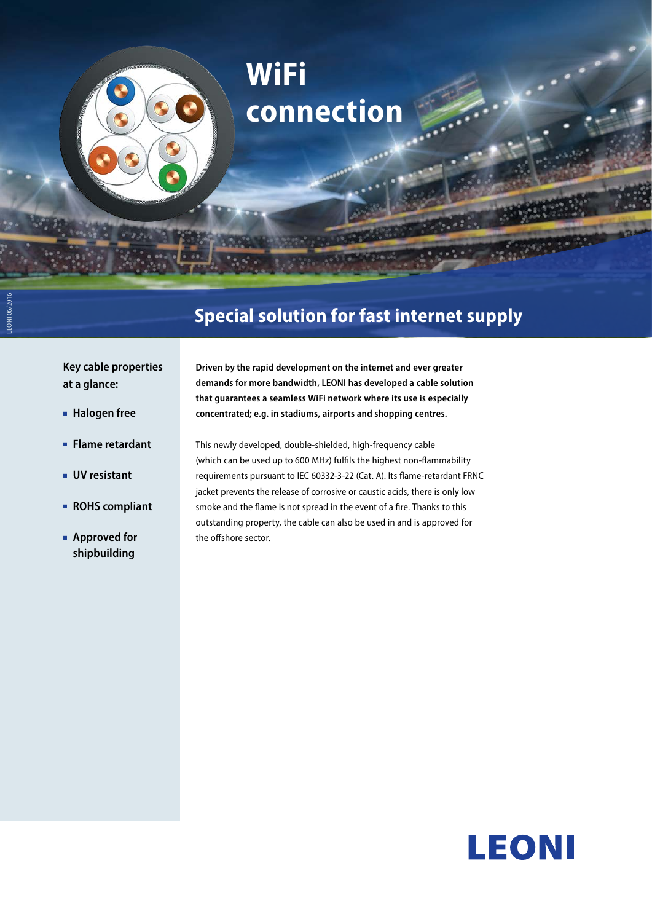# WiFi connection

## Special solution for fast internet supply

**Key cable properties at a glance:**

- **Halogen free**
- **Flame retardant**
- **UV resistant**
- **ROHS compliant**
- **Approved for shipbuilding**

**Driven by the rapid development on the internet and ever greater demands for more bandwidth, LEONI has developed a cable solution that guarantees a seamless WiFi network where its use is especially concentrated; e.g. in stadiums, airports and shopping centres.**

This newly developed, double-shielded, high-frequency cable (which can be used up to 600 MHz) fulfils the highest non-flammability requirements pursuant to IEC 60332-3-22 (Cat. A). Its flame-retardant FRNC jacket prevents the release of corrosive or caustic acids, there is only low smoke and the flame is not spread in the event of a fire. Thanks to this outstanding property, the cable can also be used in and is approved for the offshore sector.

LEONI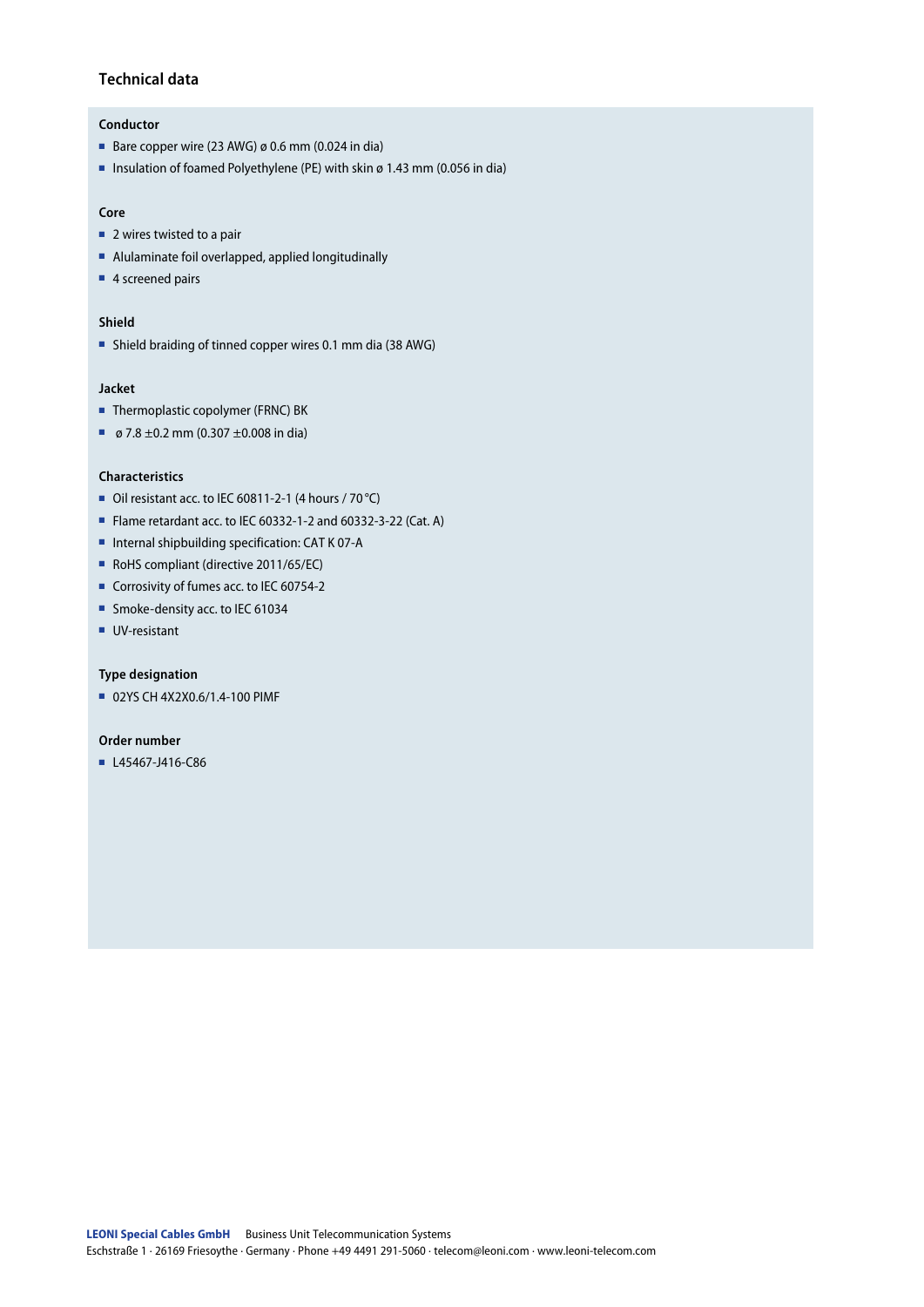## Technical data

### Conductor

- Bare copper wire (23 AWG) ø 0.6 mm (0.024 in dia)
- Insulation of foamed Polyethylene (PE) with skin ø 1.43 mm (0.056 in dia)

### Core

- 2 wires twisted to a pair
- Alulaminate foil overlapped, applied longitudinally
- 4 screened pairs

### Shield

- Shield braiding of tinned copper wires 0.1 mm dia (38 AWG)

### Jacket

- Thermoplastic copolymer (FRNC) BK
- ø 7.8 ±0.2 mm (0.307 ±0.008 in dia)

### Characteristics

- Oil resistant acc. to IEC 60811-2-1 (4 hours / 70 °C)
- Flame retardant acc. to IEC 60332-1-2 and 60332-3-22 (Cat. A)
- Internal shipbuilding specification: CAT K 07-A
- RoHS compliant (directive 2011/65/EC)
- Corrosivity of fumes acc. to IEC 60754-2
- Smoke-density acc. to IEC 61034
- UV-resistant

### Type designation

- 02YS CH 4X2X0.6/1.4-100 PIMF

### Order number

- L45467-J416-C86

**LEONI Special Cables GmbH** Business Unit Telecommunication Systems
Eschstraße 1 · 26169 Friesoythe · Germany · Phone +49 4491 291-5060 · telecom@leoni.com · www.leoni-telecom.com